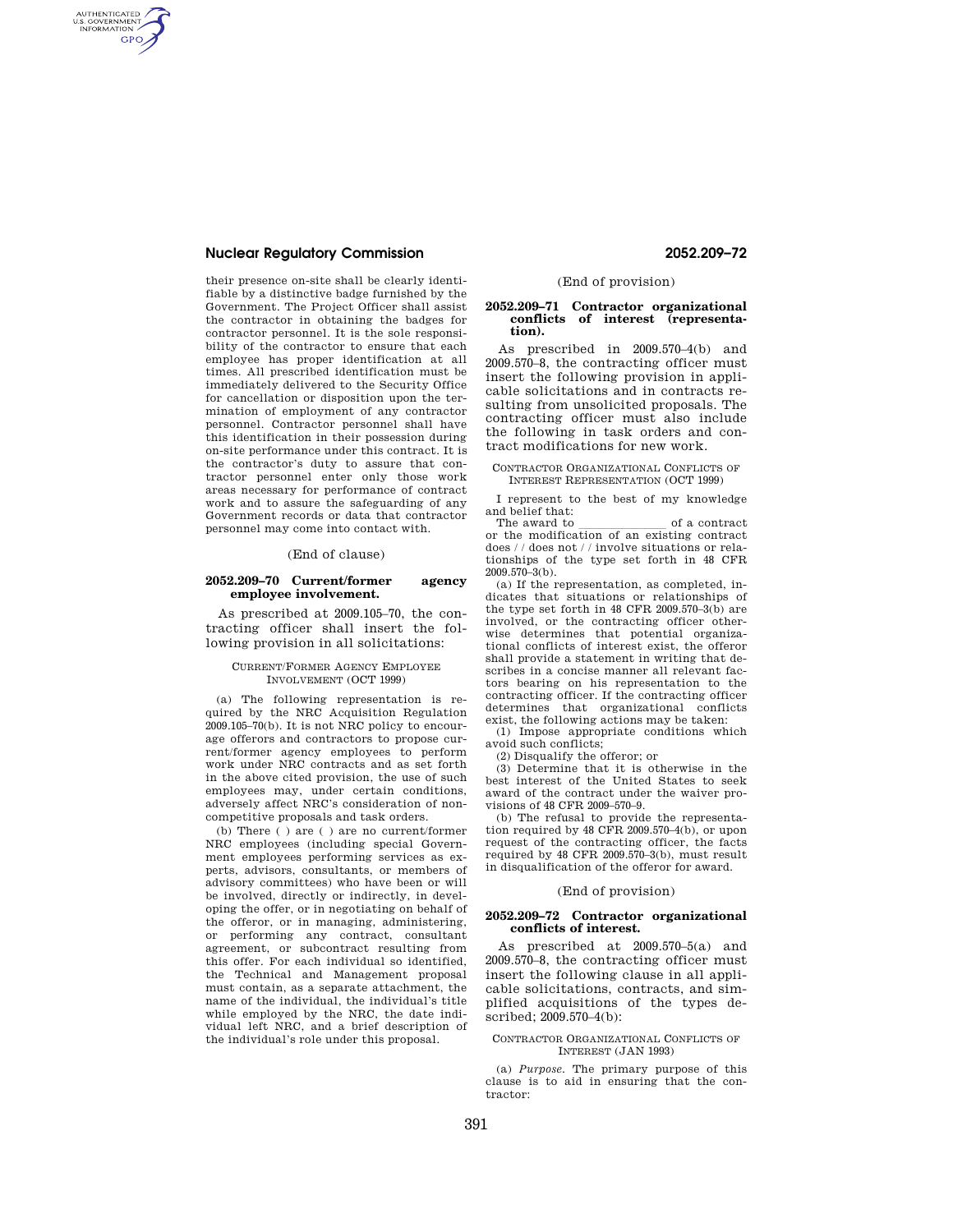their presence on-site shall be clearly identifiable by a distinctive badge furnished by the Government. The Project Officer shall assist the contractor in obtaining the badges for contractor personnel. It is the sole responsibility of the contractor to ensure that each employee has proper identification at all times. All prescribed identification must be immediately delivered to the Security Office for cancellation or disposition upon the termination of employment of any contractor personnel. Contractor personnel shall have this identification in their possession during on-site performance under this contract. It is the contractor's duty to assure that contractor personnel enter only those work areas necessary for performance of contract work and to assure the safeguarding of any Government records or data that contractor personnel may come into contact with.

(End of clause)

### 2052.209–70 Current/former agency employee involvement.

As prescribed at 2009.105–70, the contracting officer shall insert the following provision in all solicitations:

CURRENT/FORMER AGENCY EMPLOYEE INVOLVEMENT (OCT 1999)

(a) The following representation is required by the NRC Acquisition Regulation 2009.105–70(b). It is not NRC policy to encourage offerors and contractors to propose current/former agency employees to perform work under NRC contracts and as set forth in the above cited provision, the use of such employees may, under certain conditions, adversely affect NRC's consideration of non-competitive proposals and task orders.

(b) There ( ) are ( ) are no current/former NRC employees (including special Government employees performing services as experts, advisors, consultants, or members of advisory committees) who have been or will be involved, directly or indirectly, in developing the offer, or in negotiating on behalf of the offeror, or in managing, administering, or performing any contract, consultant agreement, or subcontract resulting from this offer. For each individual so identified, the Technical and Management proposal must contain, as a separate attachment, the name of the individual, the individual's title while employed by the NRC, the date individual left NRC, and a brief description of the individual's role under this proposal.

(End of provision)

### 2052.209–71 Contractor organizational conflicts of interest (representation).

As prescribed in 2009.570–4(b) and 2009.570–8, the contracting officer must insert the following provision in applicable solicitations and in contracts resulting from unsolicited proposals. The contracting officer must also include the following in task orders and contract modifications for new work.

CONTRACTOR ORGANIZATIONAL CONFLICTS OF INTEREST REPRESENTATION (OCT 1999)

I represent to the best of my knowledge and belief that:

The award to \_\_\_\_\_\_\_\_\_\_\_\_\_\_ of a contract or the modification of an existing contract does / / does not / / involve situations or relationships of the type set forth in 48 CFR 2009.570–3(b).

(a) If the representation, as completed, indicates that situations or relationships of the type set forth in 48 CFR 2009.570–3(b) are involved, or the contracting officer otherwise determines that potential organizational conflicts of interest exist, the offeror shall provide a statement in writing that describes in a concise manner all relevant factors bearing on his representation to the contracting officer. If the contracting officer determines that organizational conflicts exist, the following actions may be taken:

(1) Impose appropriate conditions which avoid such conflicts;

(2) Disqualify the offeror; or

(3) Determine that it is otherwise in the best interest of the United States to seek award of the contract under the waiver provisions of 48 CFR 2009–570–9.

(b) The refusal to provide the representation required by 48 CFR 2009.570–4(b), or upon request of the contracting officer, the facts required by 48 CFR 2009.570–3(b), must result in disqualification of the offeror for award.

(End of provision)

### 2052.209–72 Contractor organizational conflicts of interest.

As prescribed at 2009.570–5(a) and 2009.570–8, the contracting officer must insert the following clause in all applicable solicitations, contracts, and simplified acquisitions of the types described; 2009.570–4(b):

CONTRACTOR ORGANIZATIONAL CONFLICTS OF INTEREST (JAN 1993)

(a) *Purpose.* The primary purpose of this clause is to aid in ensuring that the contractor: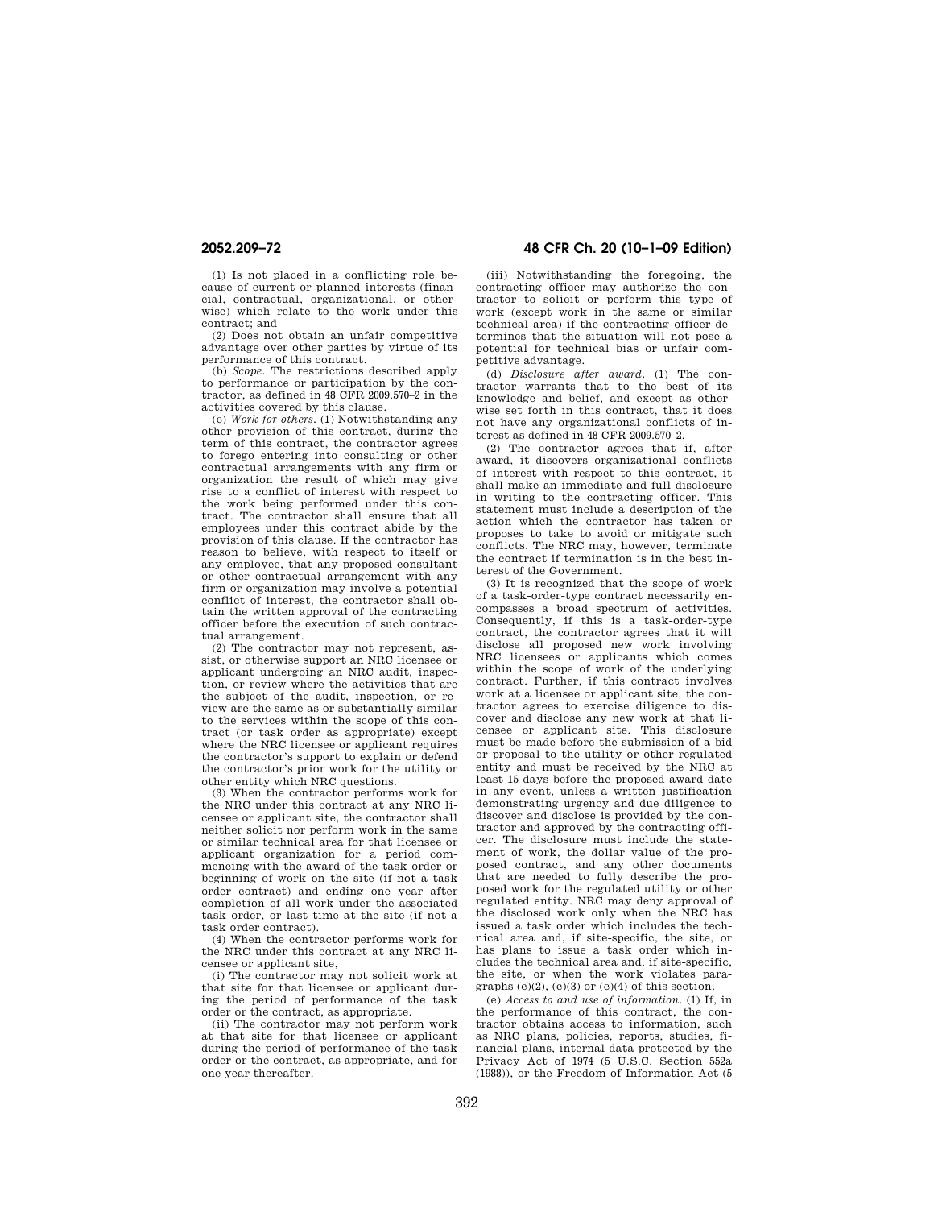(1) Is not placed in a conflicting role because of current or planned interests (financial, contractual, organizational, or otherwise) which relate to the work under this contract; and

(2) Does not obtain an unfair competitive advantage over other parties by virtue of its performance of this contract.

(b) *Scope.* The restrictions described apply to performance or participation by the contractor, as defined in 48 CFR 2009.570–2 in the activities covered by this clause.

(c) *Work for others.* (1) Notwithstanding any other provision of this contract, during the term of this contract, the contractor agrees to forego entering into consulting or other contractual arrangements with any firm or organization the result of which may give rise to a conflict of interest with respect to the work being performed under this contract. The contractor shall ensure that all employees under this contract abide by the provision of this clause. If the contractor has reason to believe, with respect to itself or any employee, that any proposed consultant or other contractual arrangement with any firm or organization may involve a potential conflict of interest, the contractor shall obtain the written approval of the contracting officer before the execution of such contractual arrangement.

(2) The contractor may not represent, assist, or otherwise support an NRC licensee or applicant undergoing an NRC audit, inspection, or review where the activities that are the subject of the audit, inspection, or review are the same as or substantially similar to the services within the scope of this contract (or task order as appropriate) except where the NRC licensee or applicant requires the contractor's support to explain or defend the contractor's prior work for the utility or other entity which NRC questions.

(3) When the contractor performs work for the NRC under this contract at any NRC licensee or applicant site, the contractor shall neither solicit nor perform work in the same or similar technical area for that licensee or applicant organization for a period commencing with the award of the task order or beginning of work on the site (if not a task order contract) and ending one year after completion of all work under the associated task order, or last time at the site (if not a task order contract).

(4) When the contractor performs work for the NRC under this contract at any NRC licensee or applicant site,

(i) The contractor may not solicit work at that site for that licensee or applicant during the period of performance of the task order or the contract, as appropriate.

(ii) The contractor may not perform work at that site for that licensee or applicant during the period of performance of the task order or the contract, as appropriate, and for one year thereafter.

(iii) Notwithstanding the foregoing, the contracting officer may authorize the contractor to solicit or perform this type of work (except work in the same or similar technical area) if the contracting officer determines that the situation will not pose a potential for technical bias or unfair competitive advantage.

(d) *Disclosure after award.* (1) The contractor warrants that to the best of its knowledge and belief, and except as otherwise set forth in this contract, that it does not have any organizational conflicts of interest as defined in 48 CFR 2009.570–2.

(2) The contractor agrees that if, after award, it discovers organizational conflicts of interest with respect to this contract, it shall make an immediate and full disclosure in writing to the contracting officer. This statement must include a description of the action which the contractor has taken or proposes to take to avoid or mitigate such conflicts. The NRC may, however, terminate the contract if termination is in the best interest of the Government.

(3) It is recognized that the scope of work of a task-order-type contract necessarily encompasses a broad spectrum of activities. Consequently, if this is a task-order-type contract, the contractor agrees that it will disclose all proposed new work involving NRC licensees or applicants which comes within the scope of work of the underlying contract. Further, if this contract involves work at a licensee or applicant site, the contractor agrees to exercise diligence to discover and disclose any new work at that licensee or applicant site. This disclosure must be made before the submission of a bid or proposal to the utility or other regulated entity and must be received by the NRC at least 15 days before the proposed award date in any event, unless a written justification demonstrating urgency and due diligence to discover and disclose is provided by the contractor and approved by the contracting officer. The disclosure must include the statement of work, the dollar value of the proposed contract, and any other documents that are needed to fully describe the proposed work for the regulated utility or other regulated entity. NRC may deny approval of the disclosed work only when the NRC has issued a task order which includes the technical area and, if site-specific, the site, or has plans to issue a task order which includes the technical area and, if site-specific, the site, or when the work violates paragraphs (c)(2), (c)(3) or (c)(4) of this section.

(e) *Access to and use of information.* (1) If, in the performance of this contract, the contractor obtains access to information, such as NRC plans, policies, reports, studies, financial plans, internal data protected by the Privacy Act of 1974 (5 U.S.C. Section 552a (1988)), or the Freedom of Information Act (5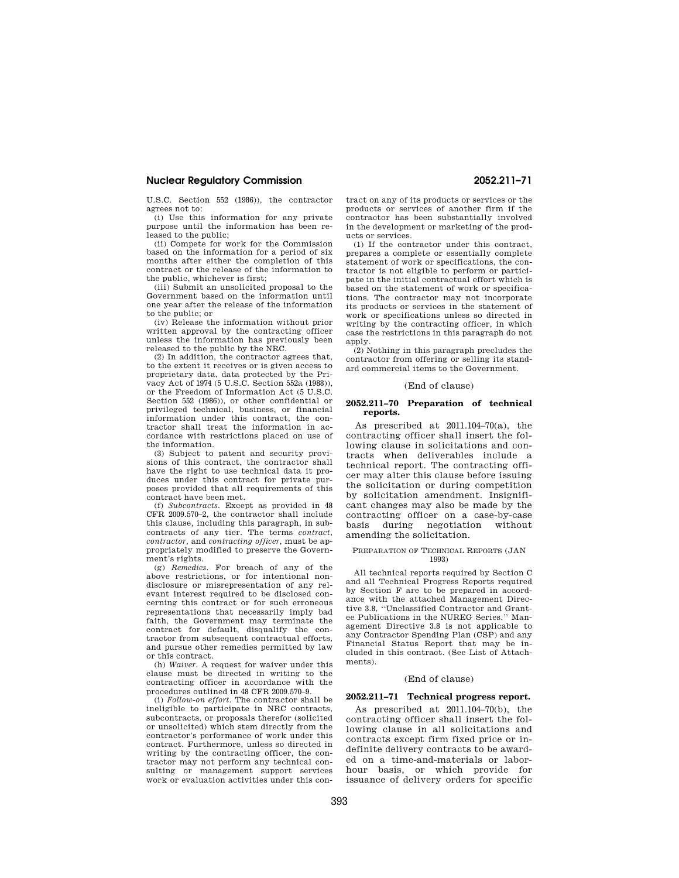U.S.C. Section 552 (1986)), the contractor agrees not to:

(i) Use this information for any private purpose until the information has been released to the public;

(ii) Compete for work for the Commission based on the information for a period of six months after either the completion of this contract or the release of the information to the public, whichever is first;

(iii) Submit an unsolicited proposal to the Government based on the information until one year after the release of the information to the public; or

(iv) Release the information without prior written approval by the contracting officer unless the information has previously been released to the public by the NRC.

(2) In addition, the contractor agrees that, to the extent it receives or is given access to proprietary data, data protected by the Privacy Act of 1974 (5 U.S.C. Section 552a (1988)), or the Freedom of Information Act (5 U.S.C. Section 552 (1986)), or other confidential or privileged technical, business, or financial information under this contract, the contractor shall treat the information in accordance with restrictions placed on use of the information.

(3) Subject to patent and security provisions of this contract, the contractor shall have the right to use technical data it produces under this contract for private purposes provided that all requirements of this contract have been met.

(f) *Subcontracts.* Except as provided in 48 CFR 2009.570–2, the contractor shall include this clause, including this paragraph, in subcontracts of any tier. The terms *contract, contractor,* and *contracting officer,* must be appropriately modified to preserve the Government's rights.

(g) *Remedies.* For breach of any of the above restrictions, or for intentional nondisclosure or misrepresentation of any relevant interest required to be disclosed concerning this contract or for such erroneous representations that necessarily imply bad faith, the Government may terminate the contract for default, disqualify the contractor from subsequent contractual efforts, and pursue other remedies permitted by law or this contract.

(h) *Waiver.* A request for waiver under this clause must be directed in writing to the contracting officer in accordance with the procedures outlined in 48 CFR 2009.570–9.

(i) *Follow-on effort.* The contractor shall be ineligible to participate in NRC contracts, subcontracts, or proposals therefor (solicited or unsolicited) which stem directly from the contractor's performance of work under this contract. Furthermore, unless so directed in writing by the contracting officer, the contractor may not perform any technical consulting or management support services work or evaluation activities under this contract on any of its products or services or the products or services of another firm if the contractor has been substantially involved in the development or marketing of the products or services.

(1) If the contractor under this contract, prepares a complete or essentially complete statement of work or specifications, the contractor is not eligible to perform or participate in the initial contractual effort which is based on the statement of work or specifications. The contractor may not incorporate its products or services in the statement of work or specifications unless so directed in writing by the contracting officer, in which case the restrictions in this paragraph do not apply.

(2) Nothing in this paragraph precludes the contractor from offering or selling its standard commercial items to the Government.

(End of clause)

### 2052.211–70 Preparation of technical reports.

As prescribed at 2011.104–70(a), the contracting officer shall insert the following clause in solicitations and contracts when deliverables include a technical report. The contracting officer may alter this clause before issuing the solicitation or during competition by solicitation amendment. Insignificant changes may also be made by the contracting officer on a case-by-case basis during negotiation without amending the solicitation.

PREPARATION OF TECHNICAL REPORTS (JAN 1993)

All technical reports required by Section C and all Technical Progress Reports required by Section F are to be prepared in accordance with the attached Management Directive 3.8, ''Unclassified Contractor and Grantee Publications in the NUREG Series.'' Management Directive 3.8 is not applicable to any Contractor Spending Plan (CSP) and any Financial Status Report that may be included in this contract. (See List of Attachments).

(End of clause)

### 2052.211–71 Technical progress report.

As prescribed at 2011.104–70(b), the contracting officer shall insert the following clause in all solicitations and contracts except firm fixed price or indefinite delivery contracts to be awarded on a time-and-materials or labor-hour basis, or which provide for issuance of delivery orders for specific